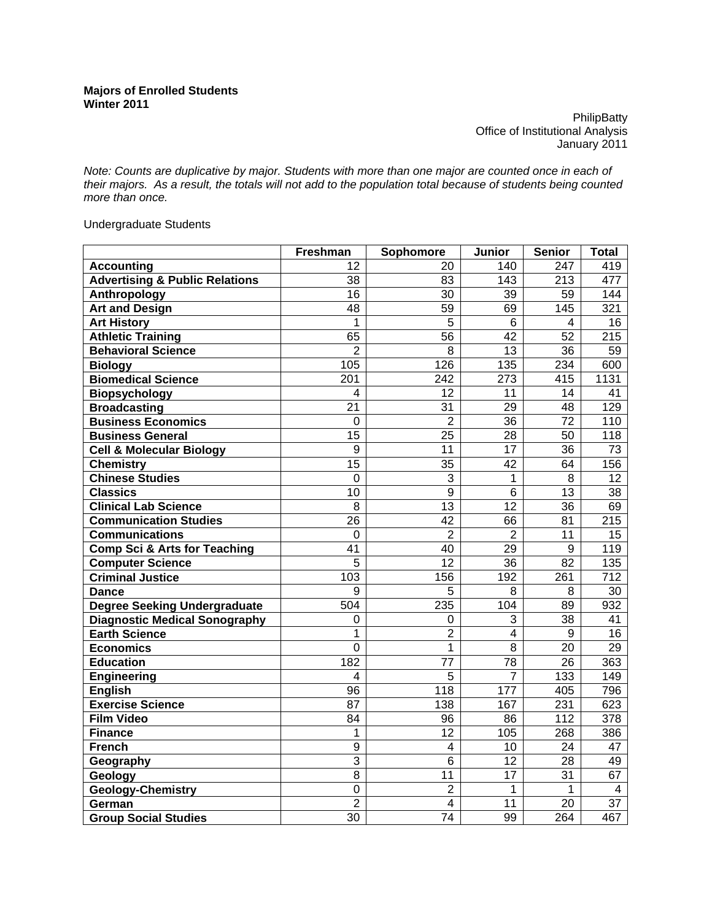**Majors of Enrolled Students**
**Winter 2011**

PhilipBatty
Office of Institutional Analysis
January 2011

*Note: Counts are duplicative by major. Students with more than one major are counted once in each of their majors. As a result, the totals will not add to the population total because of students being counted more than once.*

Undergraduate Students

| | Freshman | Sophomore | Junior | Senior | Total |
|---|---|---|---|---|---|
| **Accounting** | 12 | 20 | 140 | 247 | 419 |
| **Advertising & Public Relations** | 38 | 83 | 143 | 213 | 477 |
| **Anthropology** | 16 | 30 | 39 | 59 | 144 |
| **Art and Design** | 48 | 59 | 69 | 145 | 321 |
| **Art History** | 1 | 5 | 6 | 4 | 16 |
| **Athletic Training** | 65 | 56 | 42 | 52 | 215 |
| **Behavioral Science** | 2 | 8 | 13 | 36 | 59 |
| **Biology** | 105 | 126 | 135 | 234 | 600 |
| **Biomedical Science** | 201 | 242 | 273 | 415 | 1131 |
| **Biopsychology** | 4 | 12 | 11 | 14 | 41 |
| **Broadcasting** | 21 | 31 | 29 | 48 | 129 |
| **Business Economics** | 0 | 2 | 36 | 72 | 110 |
| **Business General** | 15 | 25 | 28 | 50 | 118 |
| **Cell & Molecular Biology** | 9 | 11 | 17 | 36 | 73 |
| **Chemistry** | 15 | 35 | 42 | 64 | 156 |
| **Chinese Studies** | 0 | 3 | 1 | 8 | 12 |
| **Classics** | 10 | 9 | 6 | 13 | 38 |
| **Clinical Lab Science** | 8 | 13 | 12 | 36 | 69 |
| **Communication Studies** | 26 | 42 | 66 | 81 | 215 |
| **Communications** | 0 | 2 | 2 | 11 | 15 |
| **Comp Sci & Arts for Teaching** | 41 | 40 | 29 | 9 | 119 |
| **Computer Science** | 5 | 12 | 36 | 82 | 135 |
| **Criminal Justice** | 103 | 156 | 192 | 261 | 712 |
| **Dance** | 9 | 5 | 8 | 8 | 30 |
| **Degree Seeking Undergraduate** | 504 | 235 | 104 | 89 | 932 |
| **Diagnostic Medical Sonography** | 0 | 0 | 3 | 38 | 41 |
| **Earth Science** | 1 | 2 | 4 | 9 | 16 |
| **Economics** | 0 | 1 | 8 | 20 | 29 |
| **Education** | 182 | 77 | 78 | 26 | 363 |
| **Engineering** | 4 | 5 | 7 | 133 | 149 |
| **English** | 96 | 118 | 177 | 405 | 796 |
| **Exercise Science** | 87 | 138 | 167 | 231 | 623 |
| **Film Video** | 84 | 96 | 86 | 112 | 378 |
| **Finance** | 1 | 12 | 105 | 268 | 386 |
| **French** | 9 | 4 | 10 | 24 | 47 |
| **Geography** | 3 | 6 | 12 | 28 | 49 |
| **Geology** | 8 | 11 | 17 | 31 | 67 |
| **Geology-Chemistry** | 0 | 2 | 1 | 1 | 4 |
| **German** | 2 | 4 | 11 | 20 | 37 |
| **Group Social Studies** | 30 | 74 | 99 | 264 | 467 |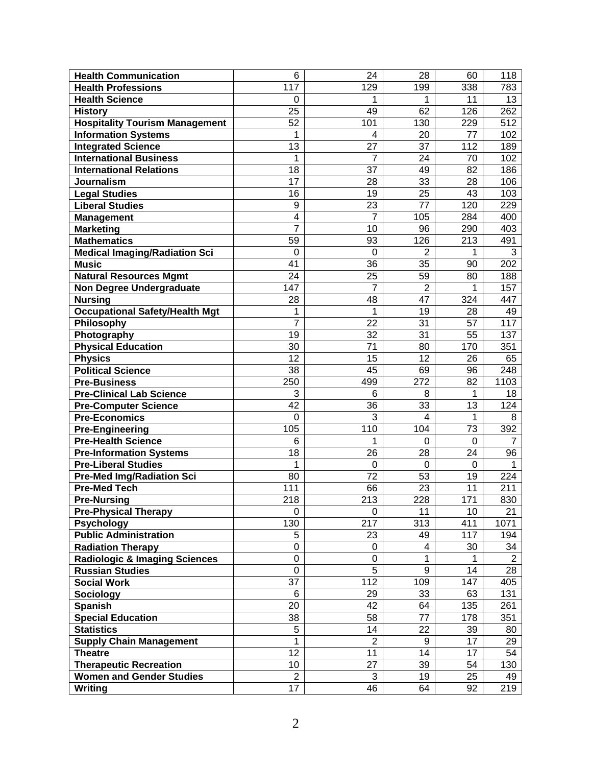| | | | | | |
|---|---|---|---|---|---|
| **Health Communication** | 6 | 24 | 28 | 60 | 118 |
| **Health Professions** | 117 | 129 | 199 | 338 | 783 |
| **Health Science** | 0 | 1 | 1 | 11 | 13 |
| **History** | 25 | 49 | 62 | 126 | 262 |
| **Hospitality Tourism Management** | 52 | 101 | 130 | 229 | 512 |
| **Information Systems** | 1 | 4 | 20 | 77 | 102 |
| **Integrated Science** | 13 | 27 | 37 | 112 | 189 |
| **International Business** | 1 | 7 | 24 | 70 | 102 |
| **International Relations** | 18 | 37 | 49 | 82 | 186 |
| **Journalism** | 17 | 28 | 33 | 28 | 106 |
| **Legal Studies** | 16 | 19 | 25 | 43 | 103 |
| **Liberal Studies** | 9 | 23 | 77 | 120 | 229 |
| **Management** | 4 | 7 | 105 | 284 | 400 |
| **Marketing** | 7 | 10 | 96 | 290 | 403 |
| **Mathematics** | 59 | 93 | 126 | 213 | 491 |
| **Medical Imaging/Radiation Sci** | 0 | 0 | 2 | 1 | 3 |
| **Music** | 41 | 36 | 35 | 90 | 202 |
| **Natural Resources Mgmt** | 24 | 25 | 59 | 80 | 188 |
| **Non Degree Undergraduate** | 147 | 7 | 2 | 1 | 157 |
| **Nursing** | 28 | 48 | 47 | 324 | 447 |
| **Occupational Safety/Health Mgt** | 1 | 1 | 19 | 28 | 49 |
| **Philosophy** | 7 | 22 | 31 | 57 | 117 |
| **Photography** | 19 | 32 | 31 | 55 | 137 |
| **Physical Education** | 30 | 71 | 80 | 170 | 351 |
| **Physics** | 12 | 15 | 12 | 26 | 65 |
| **Political Science** | 38 | 45 | 69 | 96 | 248 |
| **Pre-Business** | 250 | 499 | 272 | 82 | 1103 |
| **Pre-Clinical Lab Science** | 3 | 6 | 8 | 1 | 18 |
| **Pre-Computer Science** | 42 | 36 | 33 | 13 | 124 |
| **Pre-Economics** | 0 | 3 | 4 | 1 | 8 |
| **Pre-Engineering** | 105 | 110 | 104 | 73 | 392 |
| **Pre-Health Science** | 6 | 1 | 0 | 0 | 7 |
| **Pre-Information Systems** | 18 | 26 | 28 | 24 | 96 |
| **Pre-Liberal Studies** | 1 | 0 | 0 | 0 | 1 |
| **Pre-Med Img/Radiation Sci** | 80 | 72 | 53 | 19 | 224 |
| **Pre-Med Tech** | 111 | 66 | 23 | 11 | 211 |
| **Pre-Nursing** | 218 | 213 | 228 | 171 | 830 |
| **Pre-Physical Therapy** | 0 | 0 | 11 | 10 | 21 |
| **Psychology** | 130 | 217 | 313 | 411 | 1071 |
| **Public Administration** | 5 | 23 | 49 | 117 | 194 |
| **Radiation Therapy** | 0 | 0 | 4 | 30 | 34 |
| **Radiologic & Imaging Sciences** | 0 | 0 | 1 | 1 | 2 |
| **Russian Studies** | 0 | 5 | 9 | 14 | 28 |
| **Social Work** | 37 | 112 | 109 | 147 | 405 |
| **Sociology** | 6 | 29 | 33 | 63 | 131 |
| **Spanish** | 20 | 42 | 64 | 135 | 261 |
| **Special Education** | 38 | 58 | 77 | 178 | 351 |
| **Statistics** | 5 | 14 | 22 | 39 | 80 |
| **Supply Chain Management** | 1 | 2 | 9 | 17 | 29 |
| **Theatre** | 12 | 11 | 14 | 17 | 54 |
| **Therapeutic Recreation** | 10 | 27 | 39 | 54 | 130 |
| **Women and Gender Studies** | 2 | 3 | 19 | 25 | 49 |
| **Writing** | 17 | 46 | 64 | 92 | 219 |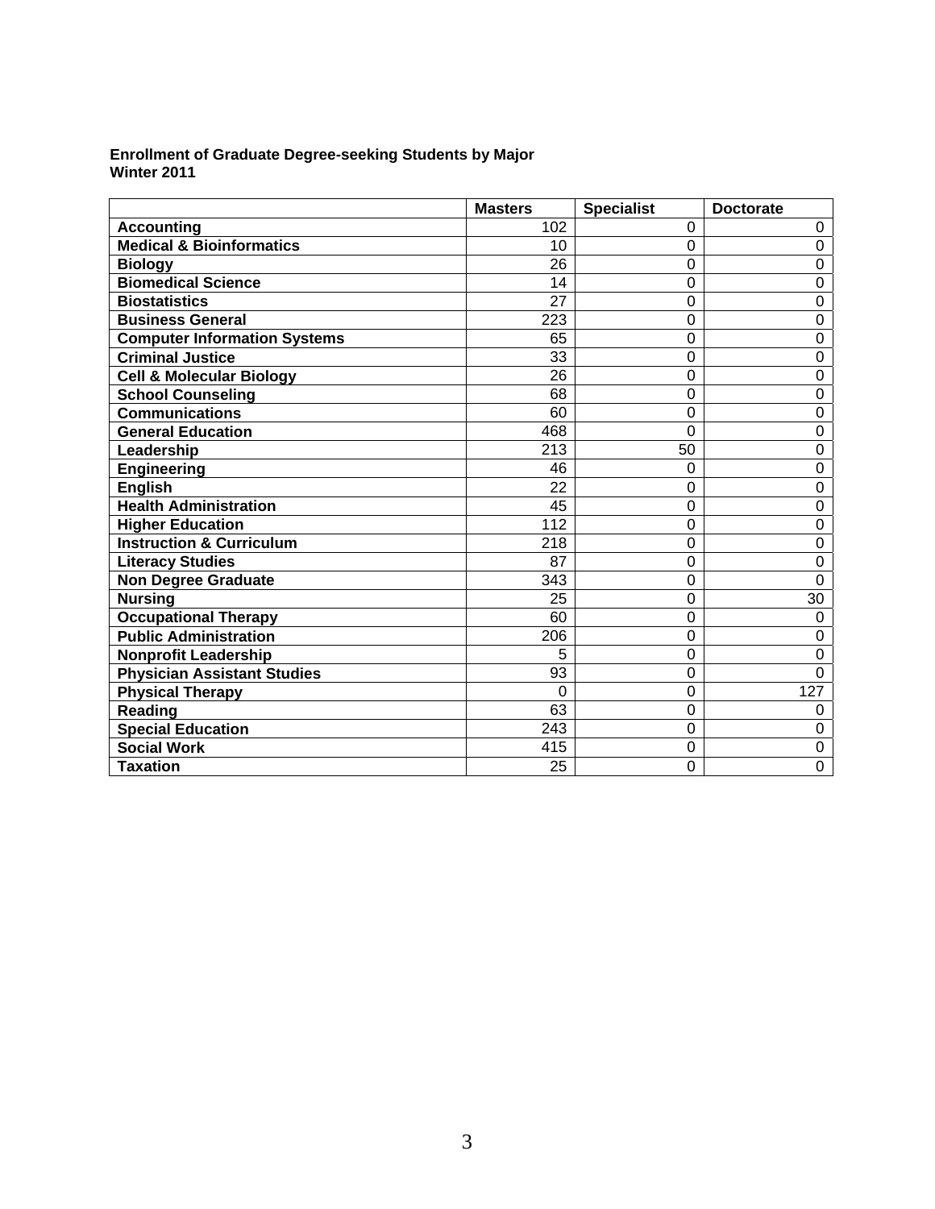**Enrollment of Graduate Degree-seeking Students by Major**
**Winter 2011**

| | Masters | Specialist | Doctorate |
|---|---|---|---|
| **Accounting** | 102 | 0 | 0 |
| **Medical & Bioinformatics** | 10 | 0 | 0 |
| **Biology** | 26 | 0 | 0 |
| **Biomedical Science** | 14 | 0 | 0 |
| **Biostatistics** | 27 | 0 | 0 |
| **Business General** | 223 | 0 | 0 |
| **Computer Information Systems** | 65 | 0 | 0 |
| **Criminal Justice** | 33 | 0 | 0 |
| **Cell & Molecular Biology** | 26 | 0 | 0 |
| **School Counseling** | 68 | 0 | 0 |
| **Communications** | 60 | 0 | 0 |
| **General Education** | 468 | 0 | 0 |
| **Leadership** | 213 | 50 | 0 |
| **Engineering** | 46 | 0 | 0 |
| **English** | 22 | 0 | 0 |
| **Health Administration** | 45 | 0 | 0 |
| **Higher Education** | 112 | 0 | 0 |
| **Instruction & Curriculum** | 218 | 0 | 0 |
| **Literacy Studies** | 87 | 0 | 0 |
| **Non Degree Graduate** | 343 | 0 | 0 |
| **Nursing** | 25 | 0 | 30 |
| **Occupational Therapy** | 60 | 0 | 0 |
| **Public Administration** | 206 | 0 | 0 |
| **Nonprofit Leadership** | 5 | 0 | 0 |
| **Physician Assistant Studies** | 93 | 0 | 0 |
| **Physical Therapy** | 0 | 0 | 127 |
| **Reading** | 63 | 0 | 0 |
| **Special Education** | 243 | 0 | 0 |
| **Social Work** | 415 | 0 | 0 |
| **Taxation** | 25 | 0 | 0 |